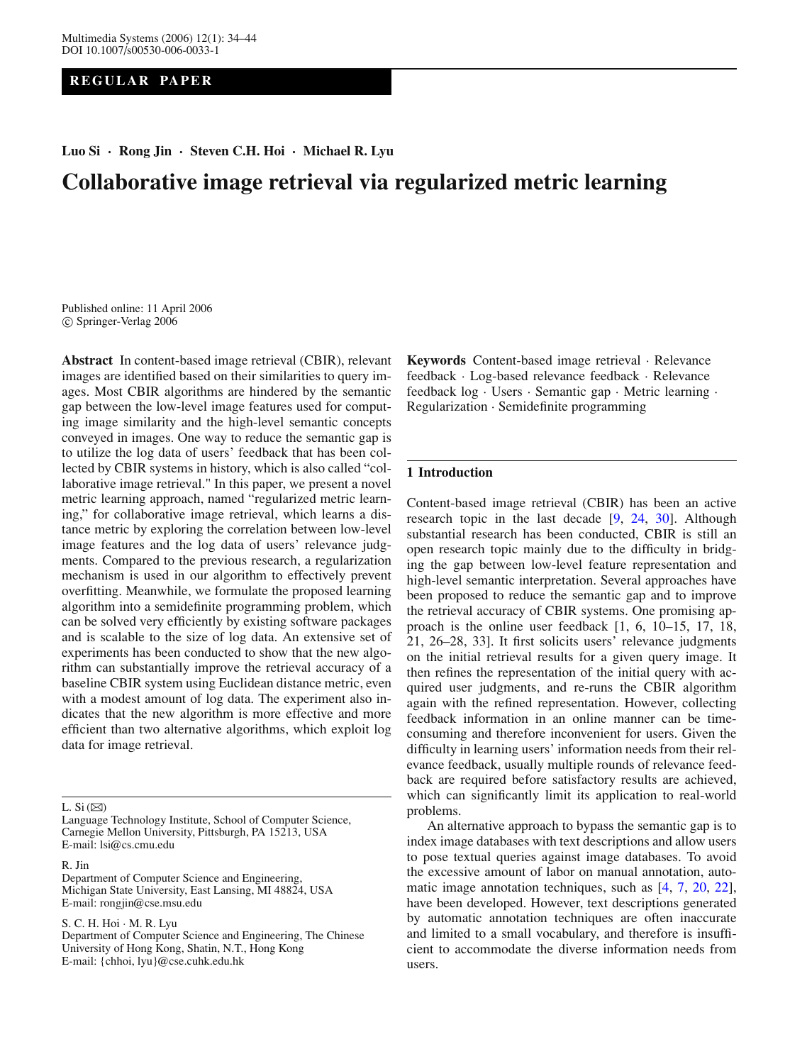REGULAR PAPER

**Luo Si · Rong Jin · Steven C.H. Hoi · Michael R. Lyu**

# Collaborative image retrieval via regularized metric learning

Published online: 11 April 2006
© Springer-Verlag 2006

**Abstract** In content-based image retrieval (CBIR), relevant images are identified based on their similarities to query images. Most CBIR algorithms are hindered by the semantic gap between the low-level image features used for computing image similarity and the high-level semantic concepts conveyed in images. One way to reduce the semantic gap is to utilize the log data of users' feedback that has been collected by CBIR systems in history, which is also called "collaborative image retrieval." In this paper, we present a novel metric learning approach, named "regularized metric learning," for collaborative image retrieval, which learns a distance metric by exploring the correlation between low-level image features and the log data of users' relevance judgments. Compared to the previous research, a regularization mechanism is used in our algorithm to effectively prevent overfitting. Meanwhile, we formulate the proposed learning algorithm into a semidefinite programming problem, which can be solved very efficiently by existing software packages and is scalable to the size of log data. An extensive set of experiments has been conducted to show that the new algorithm can substantially improve the retrieval accuracy of a baseline CBIR system using Euclidean distance metric, even with a modest amount of log data. The experiment also indicates that the new algorithm is more effective and more efficient than two alternative algorithms, which exploit log data for image retrieval.

**Keywords** Content-based image retrieval · Relevance feedback · Log-based relevance feedback · Relevance feedback log · Users · Semantic gap · Metric learning · Regularization · Semidefinite programming

L. Si (✉)
Language Technology Institute, School of Computer Science, Carnegie Mellon University, Pittsburgh, PA 15213, USA
E-mail: lsi@cs.cmu.edu

R. Jin
Department of Computer Science and Engineering, Michigan State University, East Lansing, MI 48824, USA
E-mail: rongjin@cse.msu.edu

S. C. H. Hoi · M. R. Lyu
Department of Computer Science and Engineering, The Chinese University of Hong Kong, Shatin, N.T., Hong Kong
E-mail: {chhoi, lyu}@cse.cuhk.edu.hk

## 1 Introduction

Content-based image retrieval (CBIR) has been an active research topic in the last decade [9, 24, 30]. Although substantial research has been conducted, CBIR is still an open research topic mainly due to the difficulty in bridging the gap between low-level feature representation and high-level semantic interpretation. Several approaches have been proposed to reduce the semantic gap and to improve the retrieval accuracy of CBIR systems. One promising approach is the online user feedback [1, 6, 10–15, 17, 18, 21, 26–28, 33]. It first solicits users' relevance judgments on the initial retrieval results for a given query image. It then refines the representation of the initial query with acquired user judgments, and re-runs the CBIR algorithm again with the refined representation. However, collecting feedback information in an online manner can be time-consuming and therefore inconvenient for users. Given the difficulty in learning users' information needs from their relevance feedback, usually multiple rounds of relevance feedback are required before satisfactory results are achieved, which can significantly limit its application to real-world problems.

An alternative approach to bypass the semantic gap is to index image databases with text descriptions and allow users to pose textual queries against image databases. To avoid the excessive amount of labor on manual annotation, automatic image annotation techniques, such as [4, 7, 20, 22], have been developed. However, text descriptions generated by automatic annotation techniques are often inaccurate and limited to a small vocabulary, and therefore is insufficient to accommodate the diverse information needs from users.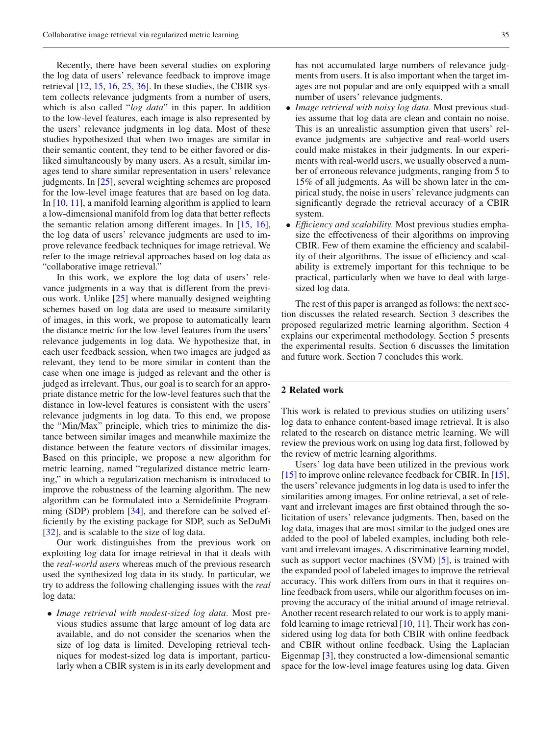Recently, there have been several studies on exploring the log data of users' relevance feedback to improve image retrieval [12, 15, 16, 25, 36]. In these studies, the CBIR system collects relevance judgments from a number of users, which is also called "*log data*" in this paper. In addition to the low-level features, each image is also represented by the users' relevance judgments in log data. Most of these studies hypothesized that when two images are similar in their semantic content, they tend to be either favored or disliked simultaneously by many users. As a result, similar images tend to share similar representation in users' relevance judgments. In [25], several weighting schemes are proposed for the low-level image features that are based on log data. In [10, 11], a manifold learning algorithm is applied to learn a low-dimensional manifold from log data that better reflects the semantic relation among different images. In [15, 16], the log data of users' relevance judgments are used to improve relevance feedback techniques for image retrieval. We refer to the image retrieval approaches based on log data as "collaborative image retrieval."

In this work, we explore the log data of users' relevance judgments in a way that is different from the previous work. Unlike [25] where manually designed weighting schemes based on log data are used to measure similarity of images, in this work, we propose to automatically learn the distance metric for the low-level features from the users' relevance judgements in log data. We hypothesize that, in each user feedback session, when two images are judged as relevant, they tend to be more similar in content than the case when one image is judged as relevant and the other is judged as irrelevant. Thus, our goal is to search for an appropriate distance metric for the low-level features such that the distance in low-level features is consistent with the users' relevance judgments in log data. To this end, we propose the "Min/Max" principle, which tries to minimize the distance between similar images and meanwhile maximize the distance between the feature vectors of dissimilar images. Based on this principle, we propose a new algorithm for metric learning, named "regularized distance metric learning," in which a regularization mechanism is introduced to improve the robustness of the learning algorithm. The new algorithm can be formulated into a Semidefinite Programming (SDP) problem [34], and therefore can be solved efficiently by the existing package for SDP, such as SeDuMi [32], and is scalable to the size of log data.

Our work distinguishes from the previous work on exploiting log data for image retrieval in that it deals with the *real-world users* whereas much of the previous research used the synthesized log data in its study. In particular, we try to address the following challenging issues with the *real* log data:

- *Image retrieval with modest-sized log data.* Most previous studies assume that large amount of log data are available, and do not consider the scenarios when the size of log data is limited. Developing retrieval techniques for modest-sized log data is important, particularly when a CBIR system is in its early development and has not accumulated large numbers of relevance judgments from users. It is also important when the target images are not popular and are only equipped with a small number of users' relevance judgments.
- *Image retrieval with noisy log data.* Most previous studies assume that log data are clean and contain no noise. This is an unrealistic assumption given that users' relevance judgments are subjective and real-world users could make mistakes in their judgments. In our experiments with real-world users, we usually observed a number of erroneous relevance judgments, ranging from 5 to 15% of all judgments. As will be shown later in the empirical study, the noise in users' relevance judgments can significantly degrade the retrieval accuracy of a CBIR system.
- *Efficiency and scalability.* Most previous studies emphasize the effectiveness of their algorithms on improving CBIR. Few of them examine the efficiency and scalability of their algorithms. The issue of efficiency and scalability is extremely important for this technique to be practical, particularly when we have to deal with large-sized log data.

The rest of this paper is arranged as follows: the next section discusses the related research. Section 3 describes the proposed regularized metric learning algorithm. Section 4 explains our experimental methodology. Section 5 presents the experimental results. Section 6 discusses the limitation and future work. Section 7 concludes this work.

## 2 Related work

This work is related to previous studies on utilizing users' log data to enhance content-based image retrieval. It is also related to the research on distance metric learning. We will review the previous work on using log data first, followed by the review of metric learning algorithms.

Users' log data have been utilized in the previous work [15] to improve online relevance feedback for CBIR. In [15], the users' relevance judgments in log data is used to infer the similarities among images. For online retrieval, a set of relevant and irrelevant images are first obtained through the solicitation of users' relevance judgments. Then, based on the log data, images that are most similar to the judged ones are added to the pool of labeled examples, including both relevant and irrelevant images. A discriminative learning model, such as support vector machines (SVM) [5], is trained with the expanded pool of labeled images to improve the retrieval accuracy. This work differs from ours in that it requires online feedback from users, while our algorithm focuses on improving the accuracy of the initial around of image retrieval. Another recent research related to our work is to apply manifold learning to image retrieval [10, 11]. Their work has considered using log data for both CBIR with online feedback and CBIR without online feedback. Using the Laplacian Eigenmap [3], they constructed a low-dimensional semantic space for the low-level image features using log data. Given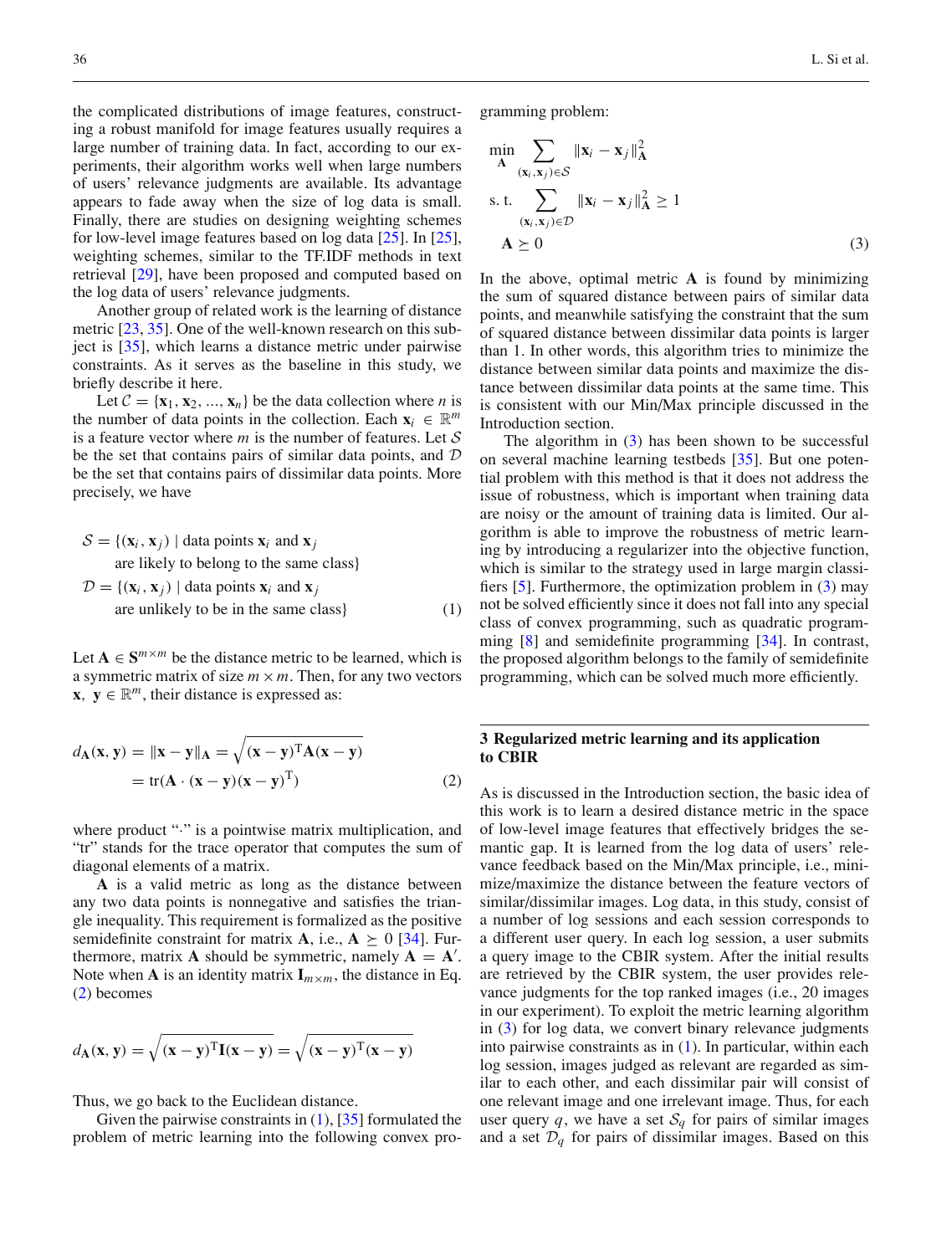the complicated distributions of image features, constructing a robust manifold for image features usually requires a large number of training data. In fact, according to our experiments, their algorithm works well when large numbers of users' relevance judgments are available. Its advantage appears to fade away when the size of log data is small. Finally, there are studies on designing weighting schemes for low-level image features based on log data [25]. In [25], weighting schemes, similar to the TF.IDF methods in text retrieval [29], have been proposed and computed based on the log data of users' relevance judgments.

Another group of related work is the learning of distance metric [23, 35]. One of the well-known research on this subject is [35], which learns a distance metric under pairwise constraints. As it serves as the baseline in this study, we briefly describe it here.

Let $\mathcal{C} = \{\mathbf{x}_1, \mathbf{x}_2, ..., \mathbf{x}_n\}$ be the data collection where $n$ is the number of data points in the collection. Each $\mathbf{x}_i \in \mathbb{R}^m$ is a feature vector where $m$ is the number of features. Let $\mathcal{S}$ be the set that contains pairs of similar data points, and $\mathcal{D}$ be the set that contains pairs of dissimilar data points. More precisely, we have

$$
\begin{aligned}
\mathcal{S} = \{(\mathbf{x}_i, \mathbf{x}_j) \mid & \text{ data points } \mathbf{x}_i \text{ and } \mathbf{x}_j \\
& \text{are likely to belong to the same class}\} \\
\mathcal{D} = \{(\mathbf{x}_i, \mathbf{x}_j) \mid & \text{ data points } \mathbf{x}_i \text{ and } \mathbf{x}_j \\
& \text{are unlikely to be in the same class}\}
\end{aligned} \tag{1}
$$

Let $\mathbf{A} \in \mathbf{S}^{m \times m}$ be the distance metric to be learned, which is a symmetric matrix of size $m \times m$. Then, for any two vectors $\mathbf{x}, \mathbf{y} \in \mathbb{R}^m$, their distance is expressed as:

$$
\begin{aligned}
d_{\mathbf{A}}(\mathbf{x}, \mathbf{y}) &= \|\mathbf{x} - \mathbf{y}\|_{\mathbf{A}} = \sqrt{(\mathbf{x} - \mathbf{y})^{\mathrm{T}} \mathbf{A} (\mathbf{x} - \mathbf{y})} \\
&= \mathrm{tr}(\mathbf{A} \cdot (\mathbf{x} - \mathbf{y})(\mathbf{x} - \mathbf{y})^{\mathrm{T}})
\end{aligned} \tag{2}
$$

where product "·" is a pointwise matrix multiplication, and "tr" stands for the trace operator that computes the sum of diagonal elements of a matrix.

$\mathbf{A}$ is a valid metric as long as the distance between any two data points is nonnegative and satisfies the triangle inequality. This requirement is formalized as the positive semidefinite constraint for matrix $\mathbf{A}$, i.e., $\mathbf{A} \succeq 0$ [34]. Furthermore, matrix $\mathbf{A}$ should be symmetric, namely $\mathbf{A} = \mathbf{A}'$. Note when $\mathbf{A}$ is an identity matrix $\mathbf{I}_{m \times m}$, the distance in Eq. (2) becomes

$$
d_{\mathbf{A}}(\mathbf{x}, \mathbf{y}) = \sqrt{(\mathbf{x} - \mathbf{y})^{\mathrm{T}} \mathbf{I} (\mathbf{x} - \mathbf{y})} = \sqrt{(\mathbf{x} - \mathbf{y})^{\mathrm{T}} (\mathbf{x} - \mathbf{y})}
$$

Thus, we go back to the Euclidean distance.

Given the pairwise constraints in (1), [35] formulated the problem of metric learning into the following convex programming problem:

$$
\begin{aligned}
\min_{\mathbf{A}} \quad & \sum_{(\mathbf{x}_i, \mathbf{x}_j) \in \mathcal{S}} \|\mathbf{x}_i - \mathbf{x}_j\|_{\mathbf{A}}^2 \\
\text{s. t.} \quad & \sum_{(\mathbf{x}_i, \mathbf{x}_j) \in \mathcal{D}} \|\mathbf{x}_i - \mathbf{x}_j\|_{\mathbf{A}}^2 \geq 1 \\
& \mathbf{A} \succeq 0
\end{aligned} \tag{3}
$$

In the above, optimal metric $\mathbf{A}$ is found by minimizing the sum of squared distance between pairs of similar data points, and meanwhile satisfying the constraint that the sum of squared distance between dissimilar data points is larger than 1. In other words, this algorithm tries to minimize the distance between similar data points and maximize the distance between dissimilar data points at the same time. This is consistent with our Min/Max principle discussed in the Introduction section.

The algorithm in (3) has been shown to be successful on several machine learning testbeds [35]. But one potential problem with this method is that it does not address the issue of robustness, which is important when training data are noisy or the amount of training data is limited. Our algorithm is able to improve the robustness of metric learning by introducing a regularizer into the objective function, which is similar to the strategy used in large margin classifiers [5]. Furthermore, the optimization problem in (3) may not be solved efficiently since it does not fall into any special class of convex programming, such as quadratic programming [8] and semidefinite programming [34]. In contrast, the proposed algorithm belongs to the family of semidefinite programming, which can be solved much more efficiently.

## 3 Regularized metric learning and its application to CBIR

As is discussed in the Introduction section, the basic idea of this work is to learn a desired distance metric in the space of low-level image features that effectively bridges the semantic gap. It is learned from the log data of users' relevance feedback based on the Min/Max principle, i.e., minimize/maximize the distance between the feature vectors of similar/dissimilar images. Log data, in this study, consist of a number of log sessions and each session corresponds to a different user query. In each log session, a user submits a query image to the CBIR system. After the initial results are retrieved by the CBIR system, the user provides relevance judgments for the top ranked images (i.e., 20 images in our experiment). To exploit the metric learning algorithm in (3) for log data, we convert binary relevance judgments into pairwise constraints as in (1). In particular, within each log session, images judged as relevant are regarded as similar to each other, and each dissimilar pair will consist of one relevant image and one irrelevant image. Thus, for each user query $q$, we have a set $\mathcal{S}_q$ for pairs of similar images and a set $\mathcal{D}_q$ for pairs of dissimilar images. Based on this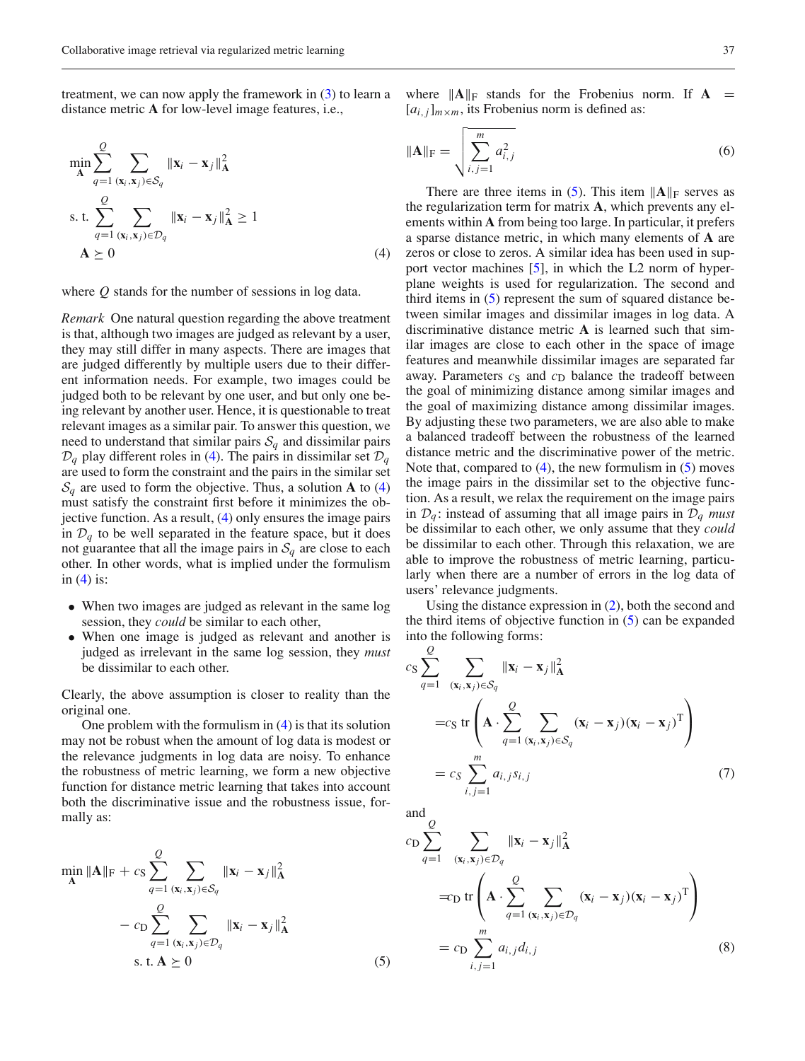treatment, we can now apply the framework in (3) to learn a distance metric $\mathbf{A}$ for low-level image features, i.e.,

$$
\begin{aligned}
\min_{\mathbf{A}} & \sum_{q=1}^{Q} \sum_{(\mathbf{x}_i,\mathbf{x}_j)\in\mathcal{S}_q} \|\mathbf{x}_i - \mathbf{x}_j\|_{\mathbf{A}}^2 \\
\text{s. t.} & \sum_{q=1}^{Q} \sum_{(\mathbf{x}_i,\mathbf{x}_j)\in\mathcal{D}_q} \|\mathbf{x}_i - \mathbf{x}_j\|_{\mathbf{A}}^2 \geq 1 \\
& \mathbf{A} \succeq 0
\end{aligned}
\tag{4}
$$

where $Q$ stands for the number of sessions in log data.

*Remark* One natural question regarding the above treatment is that, although two images are judged as relevant by a user, they may still differ in many aspects. There are images that are judged differently by multiple users due to their different information needs. For example, two images could be judged both to be relevant by one user, and but only one being relevant by another user. Hence, it is questionable to treat relevant images as a similar pair. To answer this question, we need to understand that similar pairs $\mathcal{S}_q$ and dissimilar pairs $\mathcal{D}_q$ play different roles in (4). The pairs in dissimilar set $\mathcal{D}_q$ are used to form the constraint and the pairs in the similar set $\mathcal{S}_q$ are used to form the objective. Thus, a solution $\mathbf{A}$ to (4) must satisfy the constraint first before it minimizes the objective function. As a result, (4) only ensures the image pairs in $\mathcal{D}_q$ to be well separated in the feature space, but it does not guarantee that all the image pairs in $\mathcal{S}_q$ are close to each other. In other words, what is implied under the formulism in (4) is:

- When two images are judged as relevant in the same log session, they *could* be similar to each other,
- When one image is judged as relevant and another is judged as irrelevant in the same log session, they *must* be dissimilar to each other.

Clearly, the above assumption is closer to reality than the original one.

One problem with the formulism in (4) is that its solution may not be robust when the amount of log data is modest or the relevance judgments in log data are noisy. To enhance the robustness of metric learning, we form a new objective function for distance metric learning that takes into account both the discriminative issue and the robustness issue, formally as:

$$
\begin{aligned}
\min_{\mathbf{A}} \|\mathbf{A}\|_{\mathrm{F}} + c_{\mathrm{S}} & \sum_{q=1}^{Q} \sum_{(\mathbf{x}_i,\mathbf{x}_j)\in\mathcal{S}_q} \|\mathbf{x}_i - \mathbf{x}_j\|_{\mathbf{A}}^2 \\
- c_{\mathrm{D}} & \sum_{q=1}^{Q} \sum_{(\mathbf{x}_i,\mathbf{x}_j)\in\mathcal{D}_q} \|\mathbf{x}_i - \mathbf{x}_j\|_{\mathbf{A}}^2 \\
& \text{s. t. } \mathbf{A} \succeq 0
\end{aligned}
\tag{5}
$$

where $\|\mathbf{A}\|_{\mathrm{F}}$ stands for the Frobenius norm. If $\mathbf{A} = [a_{i,j}]_{m\times m}$, its Frobenius norm is defined as:

$$
\|\mathbf{A}\|_{\mathrm{F}} = \sqrt{\sum_{i,j=1}^{m} a_{i,j}^2}
\tag{6}
$$

There are three items in (5). This item $\|\mathbf{A}\|_{\mathrm{F}}$ serves as the regularization term for matrix $\mathbf{A}$, which prevents any elements within $\mathbf{A}$ from being too large. In particular, it prefers a sparse distance metric, in which many elements of $\mathbf{A}$ are zeros or close to zeros. A similar idea has been used in support vector machines [5], in which the L2 norm of hyperplane weights is used for regularization. The second and third items in (5) represent the sum of squared distance between similar images and dissimilar images in log data. A discriminative distance metric $\mathbf{A}$ is learned such that similar images are close to each other in the space of image features and meanwhile dissimilar images are separated far away. Parameters $c_{\mathrm{S}}$ and $c_{\mathrm{D}}$ balance the tradeoff between the goal of minimizing distance among similar images and the goal of maximizing distance among dissimilar images. By adjusting these two parameters, we are also able to make a balanced tradeoff between the robustness of the learned distance metric and the discriminative power of the metric. Note that, compared to (4), the new formulism in (5) moves the image pairs in the dissimilar set to the objective function. As a result, we relax the requirement on the image pairs in $\mathcal{D}_q$: instead of assuming that all image pairs in $\mathcal{D}_q$ *must* be dissimilar to each other, we only assume that they *could* be dissimilar to each other. Through this relaxation, we are able to improve the robustness of metric learning, particularly when there are a number of errors in the log data of users' relevance judgments.

Using the distance expression in (2), both the second and the third items of objective function in (5) can be expanded into the following forms:

$$
\begin{aligned}
c_{\mathrm{S}} & \sum_{q=1}^{Q} \sum_{(\mathbf{x}_i,\mathbf{x}_j)\in\mathcal{S}_q} \|\mathbf{x}_i - \mathbf{x}_j\|_{\mathbf{A}}^2 \\
&= c_{\mathrm{S}} \operatorname{tr}\left(\mathbf{A} \cdot \sum_{q=1}^{Q} \sum_{(\mathbf{x}_i,\mathbf{x}_j)\in\mathcal{S}_q} (\mathbf{x}_i - \mathbf{x}_j)(\mathbf{x}_i - \mathbf{x}_j)^{\mathrm{T}}\right) \\
&= c_S \sum_{i,j=1}^{m} a_{i,j} s_{i,j}
\end{aligned}
\tag{7}
$$

and

$$
\begin{aligned}
c_{\mathrm{D}} & \sum_{q=1}^{Q} \sum_{(\mathbf{x}_i,\mathbf{x}_j)\in\mathcal{D}_q} \|\mathbf{x}_i - \mathbf{x}_j\|_{\mathbf{A}}^2 \\
&= c_{\mathrm{D}} \operatorname{tr}\left(\mathbf{A} \cdot \sum_{q=1}^{Q} \sum_{(\mathbf{x}_i,\mathbf{x}_j)\in\mathcal{D}_q} (\mathbf{x}_i - \mathbf{x}_j)(\mathbf{x}_i - \mathbf{x}_j)^{\mathrm{T}}\right) \\
&= c_{\mathrm{D}} \sum_{i,j=1}^{m} a_{i,j} d_{i,j}
\end{aligned}
\tag{8}
$$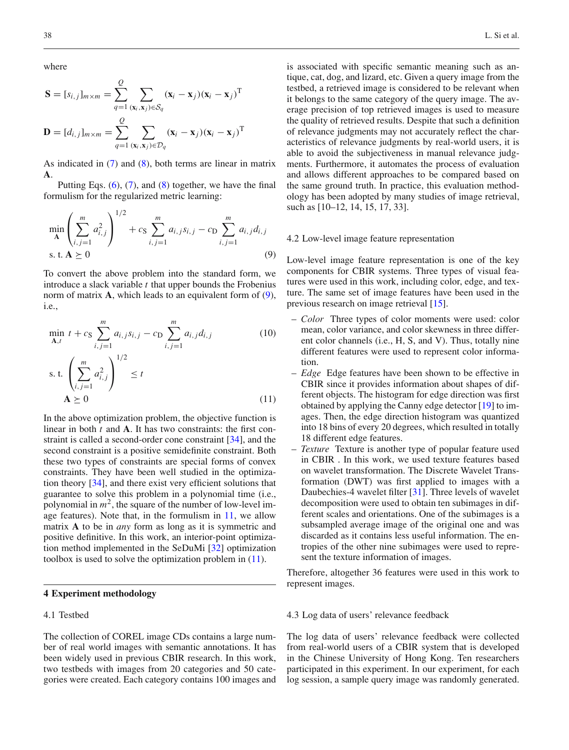where

$$\mathbf{S} = [s_{i,j}]_{m\times m} = \sum_{q=1}^{Q} \sum_{(\mathbf{x}_i,\mathbf{x}_j)\in\mathcal{S}_q} (\mathbf{x}_i - \mathbf{x}_j)(\mathbf{x}_i - \mathbf{x}_j)^{\mathrm{T}}$$

$$\mathbf{D} = [d_{i,j}]_{m\times m} = \sum_{q=1}^{Q} \sum_{(\mathbf{x}_i,\mathbf{x}_j)\in\mathcal{D}_q} (\mathbf{x}_i - \mathbf{x}_j)(\mathbf{x}_i - \mathbf{x}_j)^{\mathrm{T}}$$

As indicated in (7) and (8), both terms are linear in matrix **A**.

Putting Eqs. (6), (7), and (8) together, we have the final formulism for the regularized metric learning:

$$\min_{\mathbf{A}} \left( \sum_{i,j=1}^{m} a_{i,j}^2 \right)^{1/2} + c_{\mathrm{S}} \sum_{i,j=1}^{m} a_{i,j} s_{i,j} - c_{\mathrm{D}} \sum_{i,j=1}^{m} a_{i,j} d_{i,j}$$

$$\text{s. t. } \mathbf{A} \succeq 0 \tag{9}$$

To convert the above problem into the standard form, we introduce a slack variable $t$ that upper bounds the Frobenius norm of matrix **A**, which leads to an equivalent form of (9), i.e.,

$$\min_{\mathbf{A},t} \; t + c_{\mathrm{S}} \sum_{i,j=1}^{m} a_{i,j} s_{i,j} - c_{\mathrm{D}} \sum_{i,j=1}^{m} a_{i,j} d_{i,j} \tag{10}$$

$$\text{s. t. } \left( \sum_{i,j=1}^{m} a_{i,j}^2 \right)^{1/2} \le t$$

$$\mathbf{A} \succeq 0 \tag{11}$$

In the above optimization problem, the objective function is linear in both $t$ and **A**. It has two constraints: the first constraint is called a second-order cone constraint [34], and the second constraint is a positive semidefinite constraint. Both these two types of constraints are special forms of convex constraints. They have been well studied in the optimization theory [34], and there exist very efficient solutions that guarantee to solve this problem in a polynomial time (i.e., polynomial in $m^2$, the square of the number of low-level image features). Note that, in the formulism in 11, we allow matrix **A** to be in *any* form as long as it is symmetric and positive definitive. In this work, an interior-point optimization method implemented in the SeDuMi [32] optimization toolbox is used to solve the optimization problem in (11).

## 4 Experiment methodology

### 4.1 Testbed

The collection of COREL image CDs contains a large number of real world images with semantic annotations. It has been widely used in previous CBIR research. In this work, two testbeds with images from 20 categories and 50 categories were created. Each category contains 100 images and is associated with specific semantic meaning such as antique, cat, dog, and lizard, etc. Given a query image from the testbed, a retrieved image is considered to be relevant when it belongs to the same category of the query image. The average precision of top retrieved images is used to measure the quality of retrieved results. Despite that such a definition of relevance judgments may not accurately reflect the characteristics of relevance judgments by real-world users, it is able to avoid the subjectiveness in manual relevance judgments. Furthermore, it automates the process of evaluation and allows different approaches to be compared based on the same ground truth. In practice, this evaluation methodology has been adopted by many studies of image retrieval, such as [10–12, 14, 15, 17, 33].

### 4.2 Low-level image feature representation

Low-level image feature representation is one of the key components for CBIR systems. Three types of visual features were used in this work, including color, edge, and texture. The same set of image features have been used in the previous research on image retrieval [15].

- *Color* Three types of color moments were used: color mean, color variance, and color skewness in three different color channels (i.e., H, S, and V). Thus, totally nine different features were used to represent color information.
- *Edge* Edge features have been shown to be effective in CBIR since it provides information about shapes of different objects. The histogram for edge direction was first obtained by applying the Canny edge detector [19] to images. Then, the edge direction histogram was quantized into 18 bins of every 20 degrees, which resulted in totally 18 different edge features.
- *Texture* Texture is another type of popular feature used in CBIR . In this work, we used texture features based on wavelet transformation. The Discrete Wavelet Transformation (DWT) was first applied to images with a Daubechies-4 wavelet filter [31]. Three levels of wavelet decomposition were used to obtain ten subimages in different scales and orientations. One of the subimages is a subsampled average image of the original one and was discarded as it contains less useful information. The entropies of the other nine subimages were used to represent the texture information of images.

Therefore, altogether 36 features were used in this work to represent images.

### 4.3 Log data of users' relevance feedback

The log data of users' relevance feedback were collected from real-world users of a CBIR system that is developed in the Chinese University of Hong Kong. Ten researchers participated in this experiment. In our experiment, for each log session, a sample query image was randomly generated.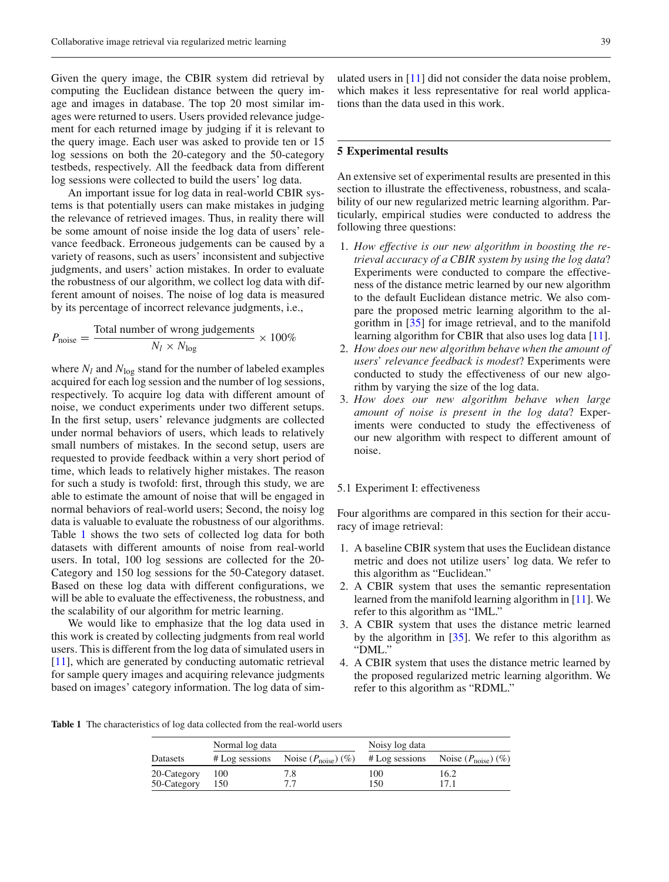Given the query image, the CBIR system did retrieval by computing the Euclidean distance between the query image and images in database. The top 20 most similar images were returned to users. Users provided relevance judgement for each returned image by judging if it is relevant to the query image. Each user was asked to provide ten or 15 log sessions on both the 20-category and the 50-category testbeds, respectively. All the feedback data from different log sessions were collected to build the users' log data.

An important issue for log data in real-world CBIR systems is that potentially users can make mistakes in judging the relevance of retrieved images. Thus, in reality there will be some amount of noise inside the log data of users' relevance feedback. Erroneous judgements can be caused by a variety of reasons, such as users' inconsistent and subjective judgments, and users' action mistakes. In order to evaluate the robustness of our algorithm, we collect log data with different amount of noises. The noise of log data is measured by its percentage of incorrect relevance judgments, i.e.,

$$P_{\text{noise}} = \frac{\text{Total number of wrong judgements}}{N_l \times N_{\text{log}}} \times 100\%$$

where $N_l$ and $N_{\text{log}}$ stand for the number of labeled examples acquired for each log session and the number of log sessions, respectively. To acquire log data with different amount of noise, we conduct experiments under two different setups. In the first setup, users' relevance judgments are collected under normal behaviors of users, which leads to relatively small numbers of mistakes. In the second setup, users are requested to provide feedback within a very short period of time, which leads to relatively higher mistakes. The reason for such a study is twofold: first, through this study, we are able to estimate the amount of noise that will be engaged in normal behaviors of real-world users; Second, the noisy log data is valuable to evaluate the robustness of our algorithms. Table 1 shows the two sets of collected log data for both datasets with different amounts of noise from real-world users. In total, 100 log sessions are collected for the 20-Category and 150 log sessions for the 50-Category dataset. Based on these log data with different configurations, we will be able to evaluate the effectiveness, the robustness, and the scalability of our algorithm for metric learning.

We would like to emphasize that the log data used in this work is created by collecting judgments from real world users. This is different from the log data of simulated users in [11], which are generated by conducting automatic retrieval for sample query images and acquiring relevance judgments based on images' category information. The log data of simulated users in [11] did not consider the data noise problem, which makes it less representative for real world applications than the data used in this work.

## 5 Experimental results

An extensive set of experimental results are presented in this section to illustrate the effectiveness, robustness, and scalability of our new regularized metric learning algorithm. Particularly, empirical studies were conducted to address the following three questions:

1. *How effective is our new algorithm in boosting the retrieval accuracy of a CBIR system by using the log data*? Experiments were conducted to compare the effectiveness of the distance metric learned by our new algorithm to the default Euclidean distance metric. We also compare the proposed metric learning algorithm to the algorithm in [35] for image retrieval, and to the manifold learning algorithm for CBIR that also uses log data [11].
2. *How does our new algorithm behave when the amount of users' relevance feedback is modest*? Experiments were conducted to study the effectiveness of our new algorithm by varying the size of the log data.
3. *How does our new algorithm behave when large amount of noise is present in the log data*? Experiments were conducted to study the effectiveness of our new algorithm with respect to different amount of noise.

### 5.1 Experiment I: effectiveness

Four algorithms are compared in this section for their accuracy of image retrieval:

1. A baseline CBIR system that uses the Euclidean distance metric and does not utilize users' log data. We refer to this algorithm as "Euclidean."
2. A CBIR system that uses the semantic representation learned from the manifold learning algorithm in [11]. We refer to this algorithm as "IML."
3. A CBIR system that uses the distance metric learned by the algorithm in [35]. We refer to this algorithm as "DML."
4. A CBIR system that uses the distance metric learned by the proposed regularized metric learning algorithm. We refer to this algorithm as "RDML."

**Table 1** The characteristics of log data collected from the real-world users

| Datasets | Normal log data | | Noisy log data | |
|---|---|---|---|---|
| | # Log sessions | Noise ($P_{\text{noise}}$) (%) | # Log sessions | Noise ($P_{\text{noise}}$) (%) |
| 20-Category | 100 | 7.8 | 100 | 16.2 |
| 50-Category | 150 | 7.7 | 150 | 17.1 |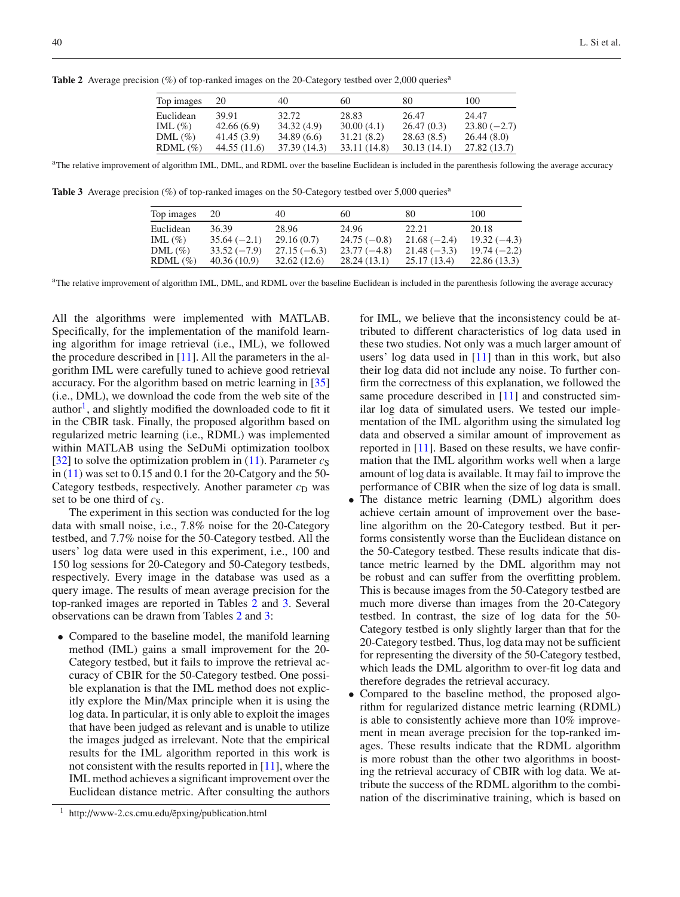**Table 2** Average precision (%) of top-ranked images on the 20-Category testbed over 2,000 queries[a]

| Top images | 20 | 40 | 60 | 80 | 100 |
|---|---|---|---|---|---|
| Euclidean | 39.91 | 32.72 | 28.83 | 26.47 | 24.47 |
| IML (%) | 42.66 (6.9) | 34.32 (4.9) | 30.00 (4.1) | 26.47 (0.3) | 23.80 (−2.7) |
| DML (%) | 41.45 (3.9) | 34.89 (6.6) | 31.21 (8.2) | 28.63 (8.5) | 26.44 (8.0) |
| RDML (%) | 44.55 (11.6) | 37.39 (14.3) | 33.11 (14.8) | 30.13 (14.1) | 27.82 (13.7) |

[a]The relative improvement of algorithm IML, DML, and RDML over the baseline Euclidean is included in the parenthesis following the average accuracy

**Table 3** Average precision (%) of top-ranked images on the 50-Category testbed over 5,000 queries[a]

| Top images | 20 | 40 | 60 | 80 | 100 |
|---|---|---|---|---|---|
| Euclidean | 36.39 | 28.96 | 24.96 | 22.21 | 20.18 |
| IML (%) | 35.64 (−2.1) | 29.16 (0.7) | 24.75 (−0.8) | 21.68 (−2.4) | 19.32 (−4.3) |
| DML (%) | 33.52 (−7.9) | 27.15 (−6.3) | 23.77 (−4.8) | 21.48 (−3.3) | 19.74 (−2.2) |
| RDML (%) | 40.36 (10.9) | 32.62 (12.6) | 28.24 (13.1) | 25.17 (13.4) | 22.86 (13.3) |

[a]The relative improvement of algorithm IML, DML, and RDML over the baseline Euclidean is included in the parenthesis following the average accuracy

All the algorithms were implemented with MATLAB. Specifically, for the implementation of the manifold learning algorithm for image retrieval (i.e., IML), we followed the procedure described in [11]. All the parameters in the algorithm IML were carefully tuned to achieve good retrieval accuracy. For the algorithm based on metric learning in [35] (i.e., DML), we download the code from the web site of the author[1], and slightly modified the downloaded code to fit it in the CBIR task. Finally, the proposed algorithm based on regularized metric learning (i.e., RDML) was implemented within MATLAB using the SeDuMi optimization toolbox [32] to solve the optimization problem in (11). Parameter $c_S$ in (11) was set to 0.15 and 0.1 for the 20-Catgory and the 50-Category testbeds, respectively. Another parameter $c_D$ was set to be one third of $c_S$.

The experiment in this section was conducted for the log data with small noise, i.e., 7.8% noise for the 20-Category testbed, and 7.7% noise for the 50-Category testbed. All the users' log data were used in this experiment, i.e., 100 and 150 log sessions for 20-Category and 50-Category testbeds, respectively. Every image in the database was used as a query image. The results of mean average precision for the top-ranked images are reported in Tables 2 and 3. Several observations can be drawn from Tables 2 and 3:

- Compared to the baseline model, the manifold learning method (IML) gains a small improvement for the 20-Category testbed, but it fails to improve the retrieval accuracy of CBIR for the 50-Category testbed. One possible explanation is that the IML method does not explicitly explore the Min/Max principle when it is using the log data. In particular, it is only able to exploit the images that have been judged as relevant and is unable to utilize the images judged as irrelevant. Note that the empirical results for the IML algorithm reported in this work is not consistent with the results reported in [11], where the IML method achieves a significant improvement over the Euclidean distance metric. After consulting the authors for IML, we believe that the inconsistency could be attributed to different characteristics of log data used in these two studies. Not only was a much larger amount of users' log data used in [11] than in this work, but also their log data did not include any noise. To further confirm the correctness of this explanation, we followed the same procedure described in [11] and constructed similar log data of simulated users. We tested our implementation of the IML algorithm using the simulated log data and observed a similar amount of improvement as reported in [11]. Based on these results, we have confirmation that the IML algorithm works well when a large amount of log data is available. It may fail to improve the performance of CBIR when the size of log data is small.
- The distance metric learning (DML) algorithm does achieve certain amount of improvement over the baseline algorithm on the 20-Category testbed. But it performs consistently worse than the Euclidean distance on the 50-Category testbed. These results indicate that distance metric learned by the DML algorithm may not be robust and can suffer from the overfitting problem. This is because images from the 50-Category testbed are much more diverse than images from the 20-Category testbed. In contrast, the size of log data for the 50-Category testbed is only slightly larger than that for the 20-Category testbed. Thus, log data may not be sufficient for representing the diversity of the 50-Category testbed, which leads the DML algorithm to over-fit log data and therefore degrades the retrieval accuracy.
- Compared to the baseline method, the proposed algorithm for regularized distance metric learning (RDML) is able to consistently achieve more than 10% improvement in mean average precision for the top-ranked images. These results indicate that the RDML algorithm is more robust than the other two algorithms in boosting the retrieval accuracy of CBIR with log data. We attribute the success of the RDML algorithm to the combination of the discriminative training, which is based on

[1] http://www-2.cs.cmu.edu/~epxing/publication.html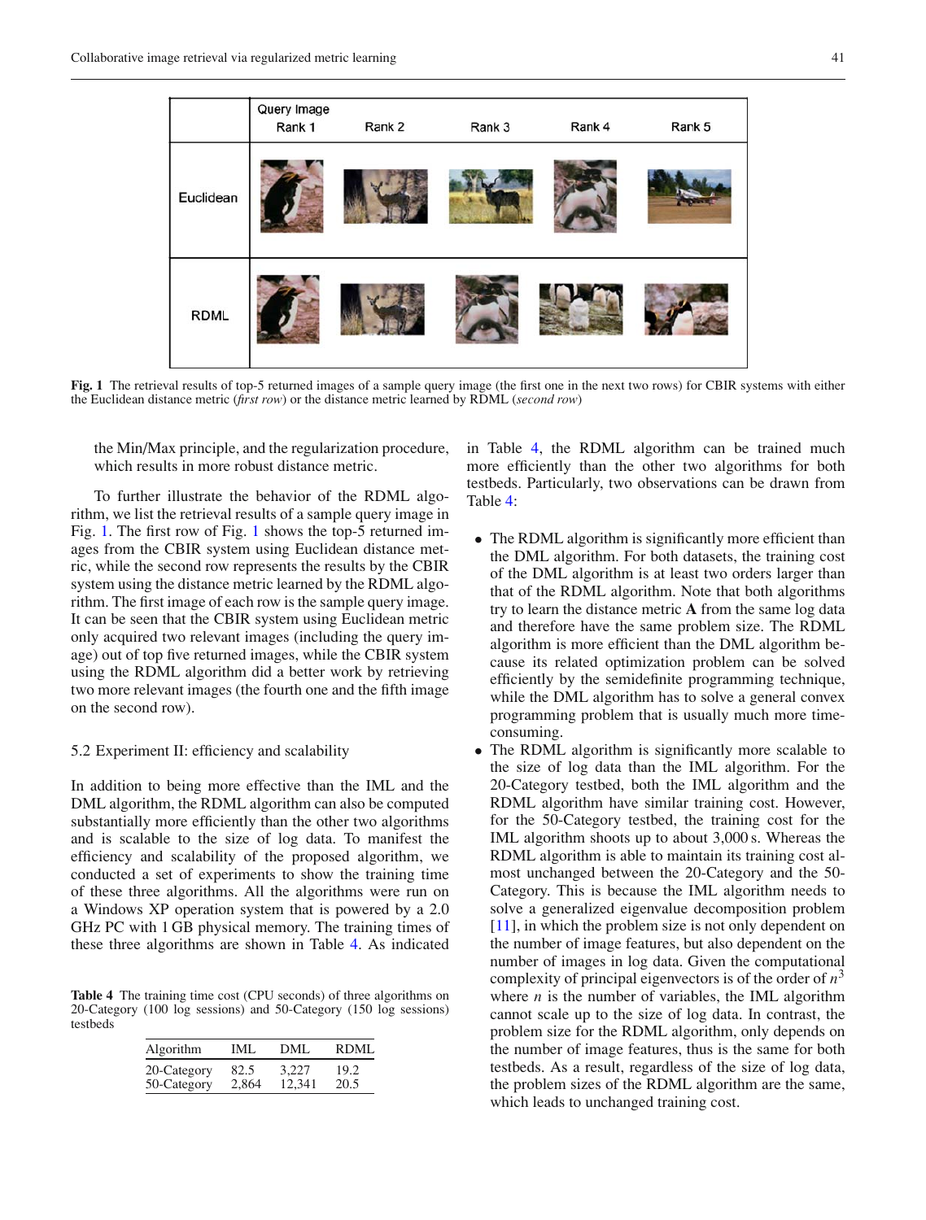Fig. 1 The retrieval results of top-5 returned images of a sample query image (the first one in the next two rows) for CBIR systems with either the Euclidean distance metric (*first row*) or the distance metric learned by RDML (*second row*)

the Min/Max principle, and the regularization procedure, which results in more robust distance metric.

To further illustrate the behavior of the RDML algorithm, we list the retrieval results of a sample query image in Fig. 1. The first row of Fig. 1 shows the top-5 returned images from the CBIR system using Euclidean distance metric, while the second row represents the results by the CBIR system using the distance metric learned by the RDML algorithm. The first image of each row is the sample query image. It can be seen that the CBIR system using Euclidean metric only acquired two relevant images (including the query image) out of top five returned images, while the CBIR system using the RDML algorithm did a better work by retrieving two more relevant images (the fourth one and the fifth image on the second row).

### 5.2 Experiment II: efficiency and scalability

In addition to being more effective than the IML and the DML algorithm, the RDML algorithm can also be computed substantially more efficiently than the other two algorithms and is scalable to the size of log data. To manifest the efficiency and scalability of the proposed algorithm, we conducted a set of experiments to show the training time of these three algorithms. All the algorithms were run on a Windows XP operation system that is powered by a 2.0 GHz PC with 1 GB physical memory. The training times of these three algorithms are shown in Table 4. As indicated in Table 4, the RDML algorithm can be trained much more efficiently than the other two algorithms for both testbeds. Particularly, two observations can be drawn from Table 4:

- The RDML algorithm is significantly more efficient than the DML algorithm. For both datasets, the training cost of the DML algorithm is at least two orders larger than that of the RDML algorithm. Note that both algorithms try to learn the distance metric $\mathbf{A}$ from the same log data and therefore have the same problem size. The RDML algorithm is more efficient than the DML algorithm because its related optimization problem can be solved efficiently by the semidefinite programming technique, while the DML algorithm has to solve a general convex programming problem that is usually much more time-consuming.
- The RDML algorithm is significantly more scalable to the size of log data than the IML algorithm. For the 20-Category testbed, both the IML algorithm and the RDML algorithm have similar training cost. However, for the 50-Category testbed, the training cost for the IML algorithm shoots up to about 3,000 s. Whereas the RDML algorithm is able to maintain its training cost almost unchanged between the 20-Category and the 50-Category. This is because the IML algorithm needs to solve a generalized eigenvalue decomposition problem [11], in which the problem size is not only dependent on the number of image features, but also dependent on the number of images in log data. Given the computational complexity of principal eigenvectors is of the order of $n^3$ where $n$ is the number of variables, the IML algorithm cannot scale up to the size of log data. In contrast, the problem size for the RDML algorithm, only depends on the number of image features, thus is the same for both testbeds. As a result, regardless of the size of log data, the problem sizes of the RDML algorithm are the same, which leads to unchanged training cost.

**Table 4** The training time cost (CPU seconds) of three algorithms on 20-Category (100 log sessions) and 50-Category (150 log sessions) testbeds

| Algorithm | IML | DML | RDML |
|---|---|---|---|
| 20-Category | 82.5 | 3,227 | 19.2 |
| 50-Category | 2,864 | 12,341 | 20.5 |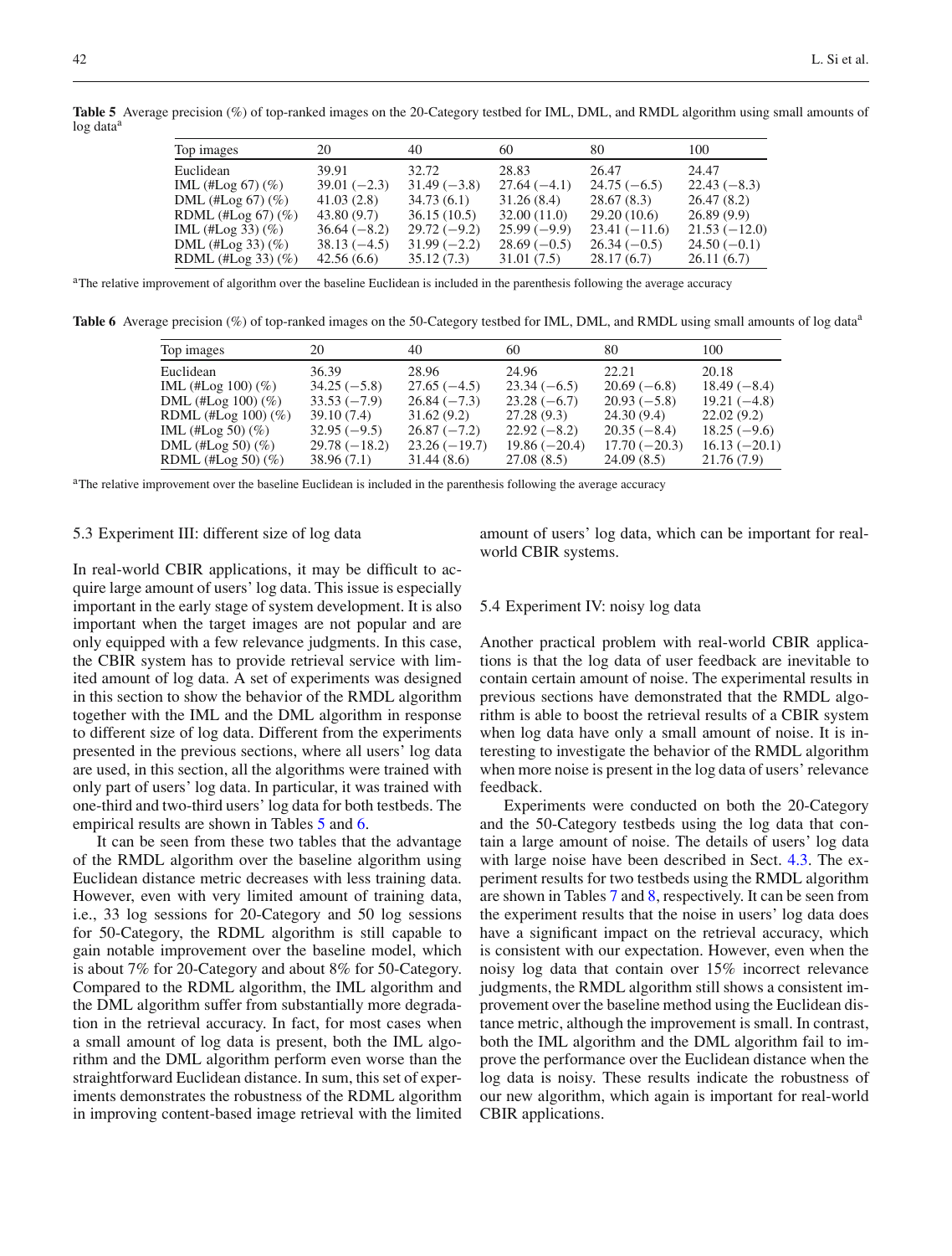**Table 5** Average precision (%) of top-ranked images on the 20-Category testbed for IML, DML, and RMDL algorithm using small amounts of log data[a]

| Top images | 20 | 40 | 60 | 80 | 100 |
|---|---|---|---|---|---|
| Euclidean | 39.91 | 32.72 | 28.83 | 26.47 | 24.47 |
| IML (#Log 67) (%) | 39.01 (−2.3) | 31.49 (−3.8) | 27.64 (−4.1) | 24.75 (−6.5) | 22.43 (−8.3) |
| DML (#Log 67) (%) | 41.03 (2.8) | 34.73 (6.1) | 31.26 (8.4) | 28.67 (8.3) | 26.47 (8.2) |
| RDML (#Log 67) (%) | 43.80 (9.7) | 36.15 (10.5) | 32.00 (11.0) | 29.20 (10.6) | 26.89 (9.9) |
| IML (#Log 33) (%) | 36.64 (−8.2) | 29.72 (−9.2) | 25.99 (−9.9) | 23.41 (−11.6) | 21.53 (−12.0) |
| DML (#Log 33) (%) | 38.13 (−4.5) | 31.99 (−2.2) | 28.69 (−0.5) | 26.34 (−0.5) | 24.50 (−0.1) |
| RDML (#Log 33) (%) | 42.56 (6.6) | 35.12 (7.3) | 31.01 (7.5) | 28.17 (6.7) | 26.11 (6.7) |

[a]The relative improvement of algorithm over the baseline Euclidean is included in the parenthesis following the average accuracy

**Table 6** Average precision (%) of top-ranked images on the 50-Category testbed for IML, DML, and RMDL using small amounts of log data[a]

| Top images | 20 | 40 | 60 | 80 | 100 |
|---|---|---|---|---|---|
| Euclidean | 36.39 | 28.96 | 24.96 | 22.21 | 20.18 |
| IML (#Log 100) (%) | 34.25 (−5.8) | 27.65 (−4.5) | 23.34 (−6.5) | 20.69 (−6.8) | 18.49 (−8.4) |
| DML (#Log 100) (%) | 33.53 (−7.9) | 26.84 (−7.3) | 23.28 (−6.7) | 20.93 (−5.8) | 19.21 (−4.8) |
| RDML (#Log 100) (%) | 39.10 (7.4) | 31.62 (9.2) | 27.28 (9.3) | 24.30 (9.4) | 22.02 (9.2) |
| IML (#Log 50) (%) | 32.95 (−9.5) | 26.87 (−7.2) | 22.92 (−8.2) | 20.35 (−8.4) | 18.25 (−9.6) |
| DML (#Log 50) (%) | 29.78 (−18.2) | 23.26 (−19.7) | 19.86 (−20.4) | 17.70 (−20.3) | 16.13 (−20.1) |
| RDML (#Log 50) (%) | 38.96 (7.1) | 31.44 (8.6) | 27.08 (8.5) | 24.09 (8.5) | 21.76 (7.9) |

[a]The relative improvement over the baseline Euclidean is included in the parenthesis following the average accuracy

### 5.3 Experiment III: different size of log data

In real-world CBIR applications, it may be difficult to acquire large amount of users' log data. This issue is especially important in the early stage of system development. It is also important when the target images are not popular and are only equipped with a few relevance judgments. In this case, the CBIR system has to provide retrieval service with limited amount of log data. A set of experiments was designed in this section to show the behavior of the RMDL algorithm together with the IML and the DML algorithm in response to different size of log data. Different from the experiments presented in the previous sections, where all users' log data are used, in this section, all the algorithms were trained with only part of users' log data. In particular, it was trained with one-third and two-third users' log data for both testbeds. The empirical results are shown in Tables 5 and 6.

It can be seen from these two tables that the advantage of the RMDL algorithm over the baseline algorithm using Euclidean distance metric decreases with less training data. However, even with very limited amount of training data, i.e., 33 log sessions for 20-Category and 50 log sessions for 50-Category, the RDML algorithm is still capable to gain notable improvement over the baseline model, which is about 7% for 20-Category and about 8% for 50-Category. Compared to the RDML algorithm, the IML algorithm and the DML algorithm suffer from substantially more degradation in the retrieval accuracy. In fact, for most cases when a small amount of log data is present, both the IML algorithm and the DML algorithm perform even worse than the straightforward Euclidean distance. In sum, this set of experiments demonstrates the robustness of the RDML algorithm in improving content-based image retrieval with the limited amount of users' log data, which can be important for real-world CBIR systems.

### 5.4 Experiment IV: noisy log data

Another practical problem with real-world CBIR applications is that the log data of user feedback are inevitable to contain certain amount of noise. The experimental results in previous sections have demonstrated that the RMDL algorithm is able to boost the retrieval results of a CBIR system when log data have only a small amount of noise. It is interesting to investigate the behavior of the RMDL algorithm when more noise is present in the log data of users' relevance feedback.

Experiments were conducted on both the 20-Category and the 50-Category testbeds using the log data that contain a large amount of noise. The details of users' log data with large noise have been described in Sect. 4.3. The experiment results for two testbeds using the RMDL algorithm are shown in Tables 7 and 8, respectively. It can be seen from the experiment results that the noise in users' log data does have a significant impact on the retrieval accuracy, which is consistent with our expectation. However, even when the noisy log data that contain over 15% incorrect relevance judgments, the RMDL algorithm still shows a consistent improvement over the baseline method using the Euclidean distance metric, although the improvement is small. In contrast, both the IML algorithm and the DML algorithm fail to improve the performance over the Euclidean distance when the log data is noisy. These results indicate the robustness of our new algorithm, which again is important for real-world CBIR applications.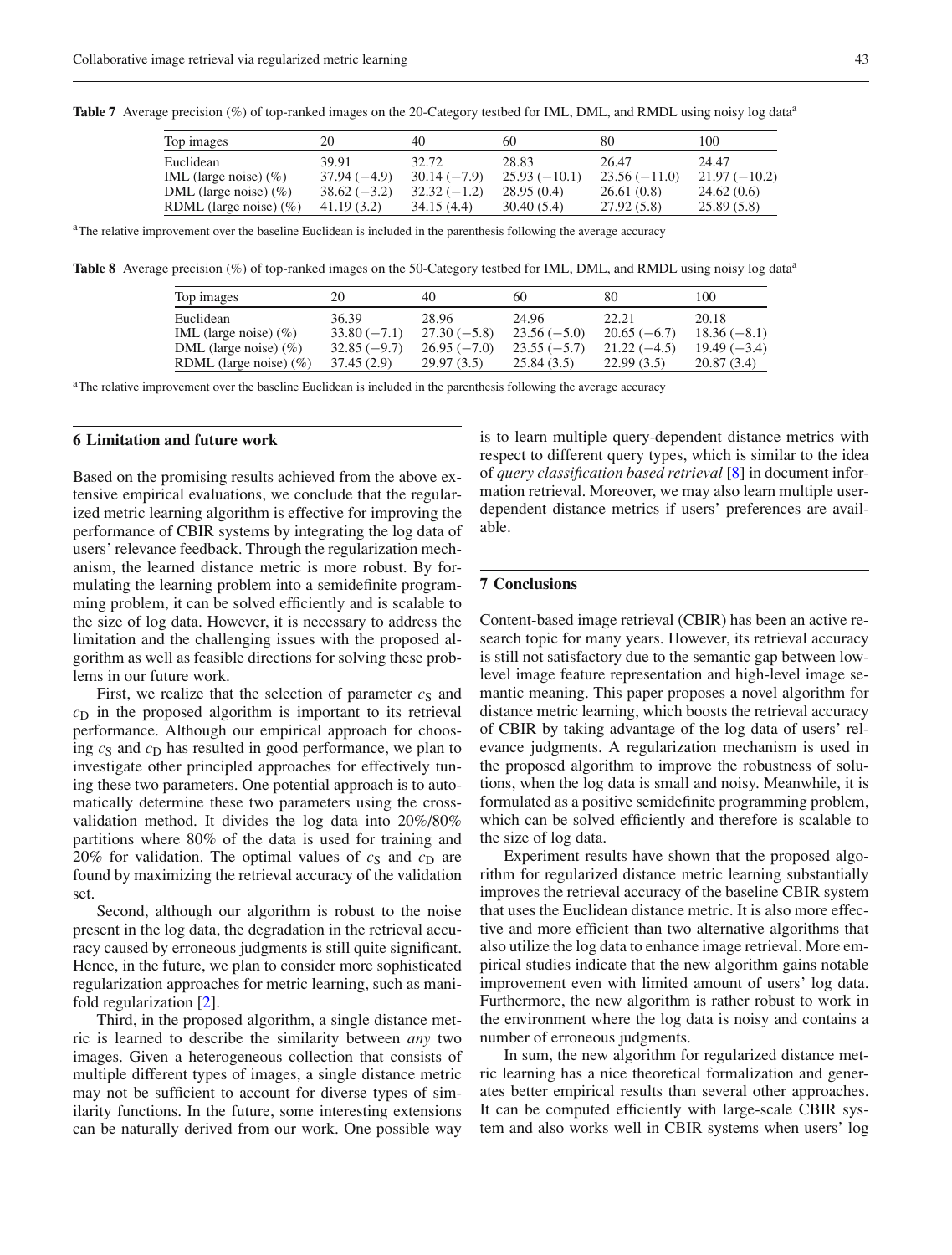**Table 7** Average precision (%) of top-ranked images on the 20-Category testbed for IML, DML, and RMDL using noisy log data[a]

| Top images | 20 | 40 | 60 | 80 | 100 |
|---|---|---|---|---|---|
| Euclidean | 39.91 | 32.72 | 28.83 | 26.47 | 24.47 |
| IML (large noise) (%) | 37.94 (−4.9) | 30.14 (−7.9) | 25.93 (−10.1) | 23.56 (−11.0) | 21.97 (−10.2) |
| DML (large noise) (%) | 38.62 (−3.2) | 32.32 (−1.2) | 28.95 (0.4) | 26.61 (0.8) | 24.62 (0.6) |
| RDML (large noise) (%) | 41.19 (3.2) | 34.15 (4.4) | 30.40 (5.4) | 27.92 (5.8) | 25.89 (5.8) |

[a]The relative improvement over the baseline Euclidean is included in the parenthesis following the average accuracy

**Table 8** Average precision (%) of top-ranked images on the 50-Category testbed for IML, DML, and RMDL using noisy log data[a]

| Top images | 20 | 40 | 60 | 80 | 100 |
|---|---|---|---|---|---|
| Euclidean | 36.39 | 28.96 | 24.96 | 22.21 | 20.18 |
| IML (large noise) (%) | 33.80 (−7.1) | 27.30 (−5.8) | 23.56 (−5.0) | 20.65 (−6.7) | 18.36 (−8.1) |
| DML (large noise) (%) | 32.85 (−9.7) | 26.95 (−7.0) | 23.55 (−5.7) | 21.22 (−4.5) | 19.49 (−3.4) |
| RDML (large noise) (%) | 37.45 (2.9) | 29.97 (3.5) | 25.84 (3.5) | 22.99 (3.5) | 20.87 (3.4) |

[a]The relative improvement over the baseline Euclidean is included in the parenthesis following the average accuracy

## 6 Limitation and future work

Based on the promising results achieved from the above extensive empirical evaluations, we conclude that the regularized metric learning algorithm is effective for improving the performance of CBIR systems by integrating the log data of users' relevance feedback. Through the regularization mechanism, the learned distance metric is more robust. By formulating the learning problem into a semidefinite programming problem, it can be solved efficiently and is scalable to the size of log data. However, it is necessary to address the limitation and the challenging issues with the proposed algorithm as well as feasible directions for solving these problems in our future work.

First, we realize that the selection of parameter $c_S$ and $c_D$ in the proposed algorithm is important to its retrieval performance. Although our empirical approach for choosing $c_S$ and $c_D$ has resulted in good performance, we plan to investigate other principled approaches for effectively tuning these two parameters. One potential approach is to automatically determine these two parameters using the cross-validation method. It divides the log data into 20%/80% partitions where 80% of the data is used for training and 20% for validation. The optimal values of $c_S$ and $c_D$ are found by maximizing the retrieval accuracy of the validation set.

Second, although our algorithm is robust to the noise present in the log data, the degradation in the retrieval accuracy caused by erroneous judgments is still quite significant. Hence, in the future, we plan to consider more sophisticated regularization approaches for metric learning, such as manifold regularization [2].

Third, in the proposed algorithm, a single distance metric is learned to describe the similarity between *any* two images. Given a heterogeneous collection that consists of multiple different types of images, a single distance metric may not be sufficient to account for diverse types of similarity functions. In the future, some interesting extensions can be naturally derived from our work. One possible way is to learn multiple query-dependent distance metrics with respect to different query types, which is similar to the idea of *query classification based retrieval* [8] in document information retrieval. Moreover, we may also learn multiple user-dependent distance metrics if users' preferences are available.

## 7 Conclusions

Content-based image retrieval (CBIR) has been an active research topic for many years. However, its retrieval accuracy is still not satisfactory due to the semantic gap between low-level image feature representation and high-level image semantic meaning. This paper proposes a novel algorithm for distance metric learning, which boosts the retrieval accuracy of CBIR by taking advantage of the log data of users' relevance judgments. A regularization mechanism is used in the proposed algorithm to improve the robustness of solutions, when the log data is small and noisy. Meanwhile, it is formulated as a positive semidefinite programming problem, which can be solved efficiently and therefore is scalable to the size of log data.

Experiment results have shown that the proposed algorithm for regularized distance metric learning substantially improves the retrieval accuracy of the baseline CBIR system that uses the Euclidean distance metric. It is also more effective and more efficient than two alternative algorithms that also utilize the log data to enhance image retrieval. More empirical studies indicate that the new algorithm gains notable improvement even with limited amount of users' log data. Furthermore, the new algorithm is rather robust to work in the environment where the log data is noisy and contains a number of erroneous judgments.

In sum, the new algorithm for regularized distance metric learning has a nice theoretical formalization and generates better empirical results than several other approaches. It can be computed efficiently with large-scale CBIR system and also works well in CBIR systems when users' log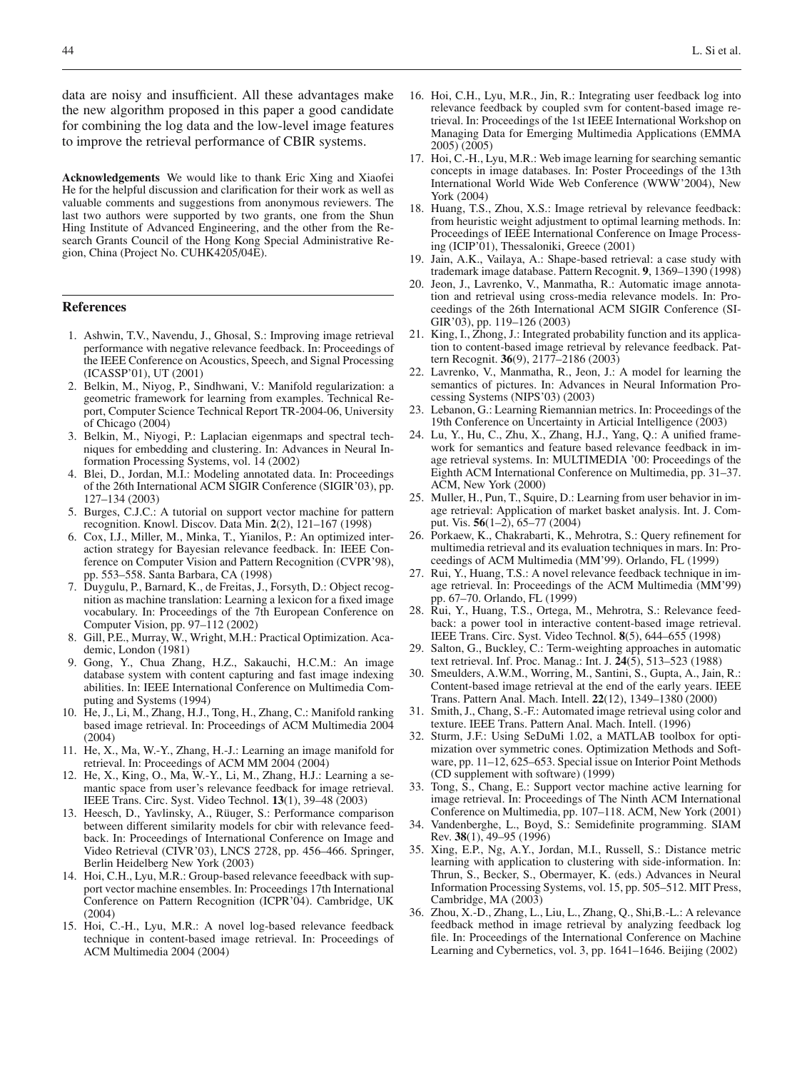data are noisy and insufficient. All these advantages make the new algorithm proposed in this paper a good candidate for combining the log data and the low-level image features to improve the retrieval performance of CBIR systems.

**Acknowledgements** We would like to thank Eric Xing and Xiaofei He for the helpful discussion and clarification for their work as well as valuable comments and suggestions from anonymous reviewers. The last two authors were supported by two grants, one from the Shun Hing Institute of Advanced Engineering, and the other from the Research Grants Council of the Hong Kong Special Administrative Region, China (Project No. CUHK4205/04E).

## References

1. Ashwin, T.V., Navendu, J., Ghosal, S.: Improving image retrieval performance with negative relevance feedback. In: Proceedings of the IEEE Conference on Acoustics, Speech, and Signal Processing (ICASSP'01), UT (2001)
2. Belkin, M., Niyog, P., Sindhwani, V.: Manifold regularization: a geometric framework for learning from examples. Technical Report, Computer Science Technical Report TR-2004-06, University of Chicago (2004)
3. Belkin, M., Niyogi, P.: Laplacian eigenmaps and spectral techniques for embedding and clustering. In: Advances in Neural Information Processing Systems, vol. 14 (2002)
4. Blei, D., Jordan, M.I.: Modeling annotated data. In: Proceedings of the 26th International ACM SIGIR Conference (SIGIR'03), pp. 127–134 (2003)
5. Burges, C.J.C.: A tutorial on support vector machine for pattern recognition. Knowl. Discov. Data Min. **2**(2), 121–167 (1998)
6. Cox, I.J., Miller, M., Minka, T., Yianilos, P.: An optimized interaction strategy for Bayesian relevance feedback. In: IEEE Conference on Computer Vision and Pattern Recognition (CVPR'98), pp. 553–558. Santa Barbara, CA (1998)
7. Duygulu, P., Barnard, K., de Freitas, J., Forsyth, D.: Object recognition as machine translation: Learning a lexicon for a fixed image vocabulary. In: Proceedings of the 7th European Conference on Computer Vision, pp. 97–112 (2002)
8. Gill, P.E., Murray, W., Wright, M.H.: Practical Optimization. Academic, London (1981)
9. Gong, Y., Chua Zhang, H.Z., Sakauchi, H.C.M.: An image database system with content capturing and fast image indexing abilities. In: IEEE International Conference on Multimedia Computing and Systems (1994)
10. He, J., Li, M., Zhang, H.J., Tong, H., Zhang, C.: Manifold ranking based image retrieval. In: Proceedings of ACM Multimedia 2004 (2004)
11. He, X., Ma, W.-Y., Zhang, H.-J.: Learning an image manifold for retrieval. In: Proceedings of ACM MM 2004 (2004)
12. He, X., King, O., Ma, W.-Y., Li, M., Zhang, H.J.: Learning a semantic space from user's relevance feedback for image retrieval. IEEE Trans. Circ. Syst. Video Technol. **13**(1), 39–48 (2003)
13. Heesch, D., Yavlinsky, A., Rüuger, S.: Performance comparison between different similarity models for cbir with relevance feedback. In: Proceedings of International Conference on Image and Video Retrieval (CIVR'03), LNCS 2728, pp. 456–466. Springer, Berlin Heidelberg New York (2003)
14. Hoi, C.H., Lyu, M.R.: Group-based relevance feeedback with support vector machine ensembles. In: Proceedings 17th International Conference on Pattern Recognition (ICPR'04). Cambridge, UK (2004)
15. Hoi, C.-H., Lyu, M.R.: A novel log-based relevance feedback technique in content-based image retrieval. In: Proceedings of ACM Multimedia 2004 (2004)
16. Hoi, C.H., Lyu, M.R., Jin, R.: Integrating user feedback log into relevance feedback by coupled svm for content-based image retrieval. In: Proceedings of the 1st IEEE International Workshop on Managing Data for Emerging Multimedia Applications (EMMA 2005) (2005)
17. Hoi, C.-H., Lyu, M.R.: Web image learning for searching semantic concepts in image databases. In: Poster Proceedings of the 13th International World Wide Web Conference (WWW'2004), New York (2004)
18. Huang, T.S., Zhou, X.S.: Image retrieval by relevance feedback: from heuristic weight adjustment to optimal learning methods. In: Proceedings of IEEE International Conference on Image Processing (ICIP'01), Thessaloniki, Greece (2001)
19. Jain, A.K., Vailaya, A.: Shape-based retrieval: a case study with trademark image database. Pattern Recognit. **9**, 1369–1390 (1998)
20. Jeon, J., Lavrenko, V., Manmatha, R.: Automatic image annotation and retrieval using cross-media relevance models. In: Proceedings of the 26th International ACM SIGIR Conference (SIGIR'03), pp. 119–126 (2003)
21. King, I., Zhong, J.: Integrated probability function and its application to content-based image retrieval by relevance feedback. Pattern Recognit. **36**(9), 2177–2186 (2003)
22. Lavrenko, V., Manmatha, R., Jeon, J.: A model for learning the semantics of pictures. In: Advances in Neural Information Processing Systems (NIPS'03) (2003)
23. Lebanon, G.: Learning Riemannian metrics. In: Proceedings of the 19th Conference on Uncertainty in Articial Intelligence (2003)
24. Lu, Y., Hu, C., Zhu, X., Zhang, H.J., Yang, Q.: A unified framework for semantics and feature based relevance feedback in image retrieval systems. In: MULTIMEDIA '00: Proceedings of the Eighth ACM International Conference on Multimedia, pp. 31–37. ACM, New York (2000)
25. Muller, H., Pun, T., Squire, D.: Learning from user behavior in image retrieval: Application of market basket analysis. Int. J. Comput. Vis. **56**(1–2), 65–77 (2004)
26. Porkaew, K., Chakrabarti, K., Mehrotra, S.: Query refinement for multimedia retrieval and its evaluation techniques in mars. In: Proceedings of ACM Multimedia (MM'99). Orlando, FL (1999)
27. Rui, Y., Huang, T.S.: A novel relevance feedback technique in image retrieval. In: Proceedings of the ACM Multimedia (MM'99) pp. 67–70. Orlando, FL (1999)
28. Rui, Y., Huang, T.S., Ortega, M., Mehrotra, S.: Relevance feedback: a power tool in interactive content-based image retrieval. IEEE Trans. Circ. Syst. Video Technol. **8**(5), 644–655 (1998)
29. Salton, G., Buckley, C.: Term-weighting approaches in automatic text retrieval. Inf. Proc. Manag.: Int. J. **24**(5), 513–523 (1988)
30. Smeulders, A.W.M., Worring, M., Santini, S., Gupta, A., Jain, R.: Content-based image retrieval at the end of the early years. IEEE Trans. Pattern Anal. Mach. Intell. **22**(12), 1349–1380 (2000)
31. Smith, J., Chang, S.-F.: Automated image retrieval using color and texture. IEEE Trans. Pattern Anal. Mach. Intell. (1996)
32. Sturm, J.F.: Using SeDuMi 1.02, a MATLAB toolbox for optimization over symmetric cones. Optimization Methods and Software, pp. 11–12, 625–653. Special issue on Interior Point Methods (CD supplement with software) (1999)
33. Tong, S., Chang, E.: Support vector machine active learning for image retrieval. In: Proceedings of The Ninth ACM International Conference on Multimedia, pp. 107–118. ACM, New York (2001)
34. Vandenberghe, L., Boyd, S.: Semidefinite programming. SIAM Rev. **38**(1), 49–95 (1996)
35. Xing, E.P., Ng, A.Y., Jordan, M.I., Russell, S.: Distance metric learning with application to clustering with side-information. In: Thrun, S., Becker, S., Obermayer, K. (eds.) Advances in Neural Information Processing Systems, vol. 15, pp. 505–512. MIT Press, Cambridge, MA (2003)
36. Zhou, X.-D., Zhang, L., Liu, L., Zhang, Q., Shi,B.-L.: A relevance feedback method in image retrieval by analyzing feedback log file. In: Proceedings of the International Conference on Machine Learning and Cybernetics, vol. 3, pp. 1641–1646. Beijing (2002)